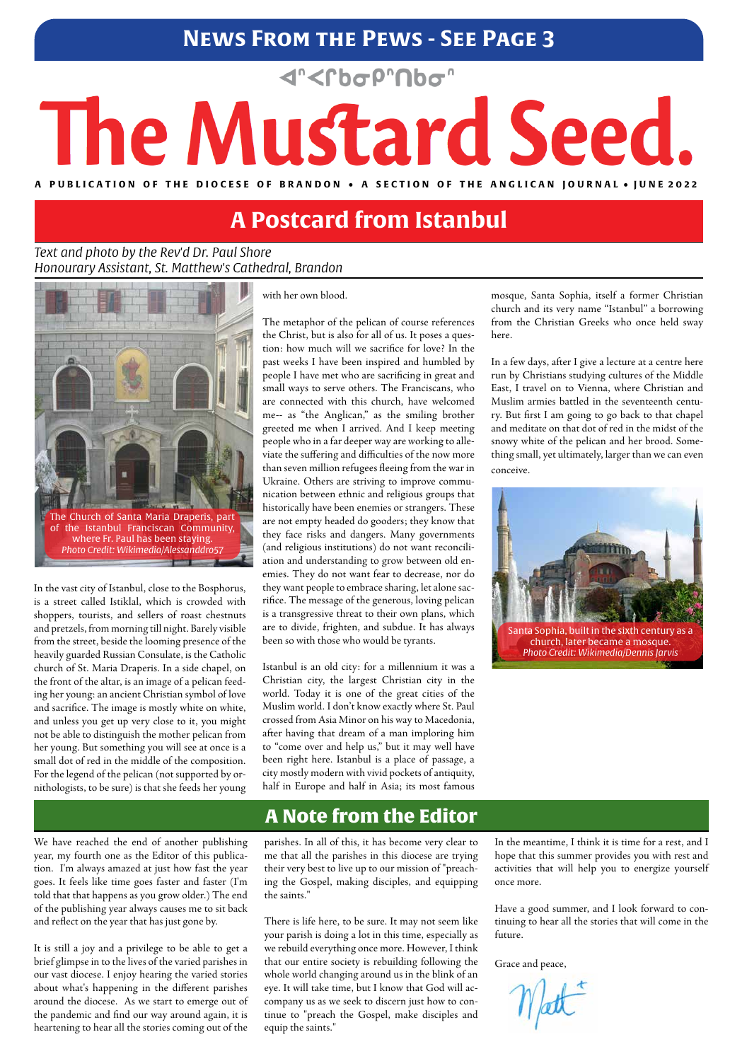# News From the Pews - See Page 3

ᐊᓪᐸᒋᑲᓂᑭᐢᑎᑲᓐ

# The Mustard Seed.

A PUBLICATION OF THE DIOCESE OF BRANDON • A SECTION OF THE ANGLICAN JOURNAL • JUNE 2022

## A Postcard from Istanbul

*Text and photo by the Rev'd Dr. Paul Shore*
*Honourary Assistant, St. Matthew's Cathedral, Brandon*

The Church of Santa Maria Draperis, part of the Istanbul Franciscan Community, where Fr. Paul has been staying.
*Photo Credit: Wikimedia/Alessanddro57*

In the vast city of Istanbul, close to the Bosphorus, is a street called Istiklal, which is crowded with shoppers, tourists, and sellers of roast chestnuts and pretzels, from morning till night. Barely visible from the street, beside the looming presence of the heavily guarded Russian Consulate, is the Catholic church of St. Maria Draperis. In a side chapel, on the front of the altar, is an image of a pelican feeding her young: an ancient Christian symbol of love and sacrifice. The image is mostly white on white, and unless you get up very close to it, you might not be able to distinguish the mother pelican from her young. But something you will see at once is a small dot of red in the middle of the composition. For the legend of the pelican (not supported by ornithologists, to be sure) is that she feeds her young with her own blood.

The metaphor of the pelican of course references the Christ, but is also for all of us. It poses a question: how much will we sacrifice for love? In the past weeks I have been inspired and humbled by people I have met who are sacrificing in great and small ways to serve others. The Franciscans, who are connected with this church, have welcomed me-- as "the Anglican," as the smiling brother greeted me when I arrived. And I keep meeting people who in a far deeper way are working to alleviate the suffering and difficulties of the now more than seven million refugees fleeing from the war in Ukraine. Others are striving to improve communication between ethnic and religious groups that historically have been enemies or strangers. These are not empty headed do gooders; they know that they face risks and dangers. Many governments (and religious institutions) do not want reconciliation and understanding to grow between old enemies. They do not want fear to decrease, nor do they want people to embrace sharing, let alone sacrifice. The message of the generous, loving pelican is a transgressive threat to their own plans, which are to divide, frighten, and subdue. It has always been so with those who would be tyrants.

Istanbul is an old city: for a millennium it was a Christian city, the largest Christian city in the world. Today it is one of the great cities of the Muslim world. I don't know exactly where St. Paul crossed from Asia Minor on his way to Macedonia, after having that dream of a man imploring him to "come over and help us," but it may well have been right here. Istanbul is a place of passage, a city mostly modern with vivid pockets of antiquity, half in Europe and half in Asia; its most famous mosque, Santa Sophia, itself a former Christian church and its very name "Istanbul" a borrowing from the Christian Greeks who once held sway here.

In a few days, after I give a lecture at a centre here run by Christians studying cultures of the Middle East, I travel on to Vienna, where Christian and Muslim armies battled in the seventeenth century. But first I am going to go back to that chapel and meditate on that dot of red in the midst of the snowy white of the pelican and her brood. Something small, yet ultimately, larger than we can even conceive.

Santa Sophia, built in the sixth century as a church, later became a mosque.
*Photo Credit: Wikimedia/Dennis Jarvis*

## A Note from the Editor

We have reached the end of another publishing year, my fourth one as the Editor of this publication. I'm always amazed at just how fast the year goes. It feels like time goes faster and faster (I'm told that that happens as you grow older.) The end of the publishing year always causes me to sit back and reflect on the year that has just gone by.

It is still a joy and a privilege to be able to get a brief glimpse in to the lives of the varied parishes in our vast diocese. I enjoy hearing the varied stories about what's happening in the different parishes around the diocese. As we start to emerge out of the pandemic and find our way around again, it is heartening to hear all the stories coming out of the parishes. In all of this, it has become very clear to me that all the parishes in this diocese are trying their very best to live up to our mission of "preaching the Gospel, making disciples, and equipping the saints."

There is life here, to be sure. It may not seem like your parish is doing a lot in this time, especially as we rebuild everything once more. However, I think that our entire society is rebuilding following the whole world changing around us in the blink of an eye. It will take time, but I know that God will accompany us as we seek to discern just how to continue to "preach the Gospel, make disciples and equip the saints."

In the meantime, I think it is time for a rest, and I hope that this summer provides you with rest and activities that will help you to energize yourself once more.

Have a good summer, and I look forward to continuing to hear all the stories that will come in the future.

Grace and peace,

Matt+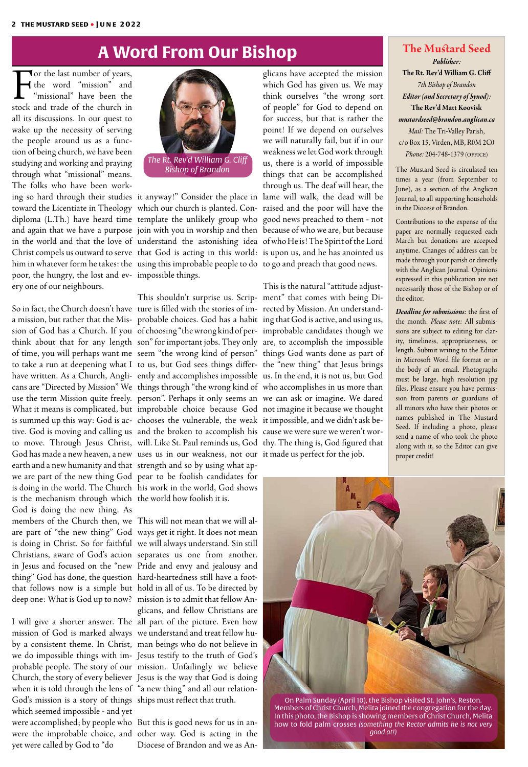# A Word From Our Bishop

The Rt. Rev'd William G. Cliff
Bishop of Brandon

For the last number of years, the word "mission" and "missional" have been the stock and trade of the church in all its discussions. In our quest to wake up the necessity of serving the people around us as a function of being church, we have been studying and working and praying through what "missional" means. The folks who have been working so hard through their studies toward the Licentiate in Theology diploma (L.Th.) have heard time and again that we have a purpose in the world and that the love of Christ compels us outward to serve him in whatever form he takes: the poor, the hungry, the lost and every one of our neighbours.

So in fact, the Church doesn't have a mission, but rather that the Mission of God has a Church. If you think about that for any length of time, you will perhaps want me to take a run at deepening what I have written. As a Church, Anglicans are "Directed by Mission" We use the term Mission quite freely. What it means is complicated, but is summed up this way: God is active. God is moving and calling us to move. Through Jesus Christ, God has made a new heaven, a new earth and a new humanity and that we are part of the new thing God is doing in the world. The Church is the mechanism through which God is doing the new thing. As members of the Church then, we are part of "the new thing" God is doing in Christ. So for faithful Christians, aware of God's action in Jesus and focused on the "new thing" God has done, the question that follows now is a simple but deep one: What is God up to now?

I will give a shorter answer. The mission of God is marked always by a consistent theme. In Christ, we do impossible things with improbable people. The story of our Church, the story of every believer when it is told through the lens of God's mission is a story of things which seemed impossible - and yet were accomplished; by people who were the improbable choice, and yet were called by God to "do it anyway!" Consider the place in which our church is planted. Contemplate the unlikely group who join with you in worship and then understand the astonishing idea that God is acting in this world: using this improbable people to do impossible things.

This shouldn't surprise us. Scripture is filled with the stories of improbable choices. God has a habit of choosing "the wrong kind of person" for important jobs. They only seem "the wrong kind of person" to us, but God sees things differently and accomplishes impossible things through "the wrong kind of person". Perhaps it only seems an improbable choice because God chooses the vulnerable, the weak and the broken to accomplish his will. Like St. Paul reminds us, God uses us in our weakness, not our strength and so by using what appear to be foolish candidates for his work in the world, God shows the world how foolish it is.

This will not mean that we will always get it right. It does not mean we will always understand. Sin still separates us one from another. Pride and envy and jealousy and hard-heartedness still have a foothold in all of us. To be directed by mission is to admit that fellow Anglicans, and fellow Christians are all part of the picture. Even how we understand and treat fellow human beings who do not believe in Jesus testify to the truth of God's mission. Unfailingly we believe Jesus is the way that God is doing "a new thing" and all our relationships must reflect that truth.

But this is good news for us in another way. God is acting in the Diocese of Brandon and we as Anglicans have accepted the mission which God has given us. We may think ourselves "the wrong sort of people" for God to depend on for success, but that is rather the point! If we depend on ourselves we will naturally fail, but if in our weakness we let God work through us, there is a world of impossible things that can be accomplished through us. The deaf will hear, the lame will walk, the dead will be raised and the poor will have the good news preached to them - not because of who we are, but because of who He is! The Spirit of the Lord is upon us, and he has anointed us to go and preach that good news.

This is the natural "attitude adjustment" that comes with being Directed by Mission. An understanding that God is active, and using us, improbable candidates though we are, to accomplish the impossible things God wants done as part of the "new thing" that Jesus brings us. In the end, it is not us, but God who accomplishes in us more than we can ask or imagine. We dared not imagine it because we thought it impossible, and we didn't ask because we were sure we weren't worthy. The thing is, God figured that it made us perfect for the job.

On Palm Sunday (April 10), the Bishop visited St. John's, Reston. Members of Christ Church, Melita joined the congregation for the day. In this photo, the Bishop is showing members of Christ Church, Melita how to fold palm crosses *(something the Rector admits he is not very good at!)*

## The Mustard Seed

*Publisher:*
**The Rt. Rev'd William G. Cliff**
*7th Bishop of Brandon*

***Editor (and Secretary of Synod):***
**The Rev'd Matt Koovisk**
***mustardseed@brandon.anglican.ca***
*Mail:* The Tri-Valley Parish, c/o Box 15, Virden, MB, R0M 2C0
*Phone:* 204-748-1379 (OFFICE)

The Mustard Seed is circulated ten times a year (from September to June), as a section of the Anglican Journal, to all supporting households in the Diocese of Brandon.

Contributions to the expense of the paper are normally requested each March but donations are accepted anytime. Changes of address can be made through your parish or directly with the Anglican Journal. Opinions expressed in this publication are not necessarily those of the Bishop or of the editor.

***Deadline for submissions:*** the first of the month. *Please note:* All submissions are subject to editing for clarity, timeliness, appropriateness, or length. Submit writing to the Editor in Microsoft Word file format or in the body of an email. Photographs must be large, high resolution jpg files. Please ensure you have permission from parents or guardians of all minors who have their photos or names published in The Mustard Seed. If including a photo, please send a name of who took the photo along with it, so the Editor can give proper credit!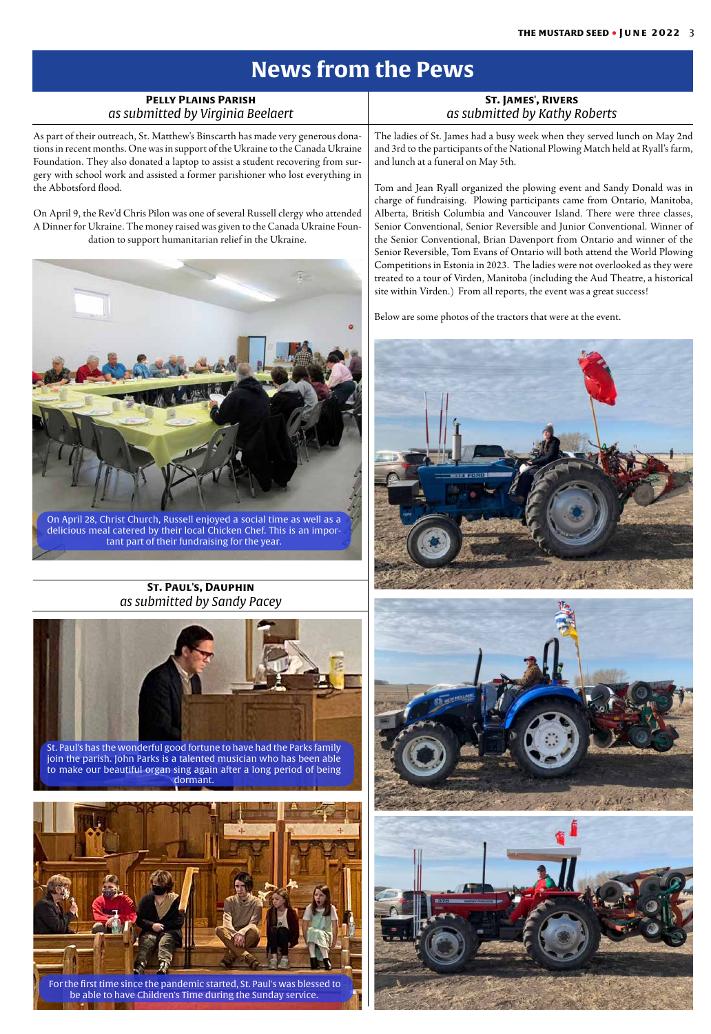# News from the Pews

## Pelly Plains Parish

*as submitted by Virginia Beelaert*

As part of their outreach, St. Matthew's Binscarth has made very generous donations in recent months. One was in support of the Ukraine to the Canada Ukraine Foundation. They also donated a laptop to assist a student recovering from surgery with school work and assisted a former parishioner who lost everything in the Abbotsford flood.

On April 9, the Rev'd Chris Pilon was one of several Russell clergy who attended A Dinner for Ukraine. The money raised was given to the Canada Ukraine Foundation to support humanitarian relief in the Ukraine.

On April 28, Christ Church, Russell enjoyed a social time as well as a delicious meal catered by their local Chicken Chef. This is an important part of their fundraising for the year.

## St. Paul's, Dauphin

*as submitted by Sandy Pacey*

St. Paul's has the wonderful good fortune to have had the Parks family join the parish. John Parks is a talented musician who has been able to make our beautiful organ sing again after a long period of being dormant.

For the first time since the pandemic started, St. Paul's was blessed to be able to have Children's Time during the Sunday service.

## St. James', Rivers

*as submitted by Kathy Roberts*

The ladies of St. James had a busy week when they served lunch on May 2nd and 3rd to the participants of the National Plowing Match held at Ryall's farm, and lunch at a funeral on May 5th.

Tom and Jean Ryall organized the plowing event and Sandy Donald was in charge of fundraising. Plowing participants came from Ontario, Manitoba, Alberta, British Columbia and Vancouver Island. There were three classes, Senior Conventional, Senior Reversible and Junior Conventional. Winner of the Senior Conventional, Brian Davenport from Ontario and winner of the Senior Reversible, Tom Evans of Ontario will both attend the World Plowing Competitions in Estonia in 2023. The ladies were not overlooked as they were treated to a tour of Virden, Manitoba (including the Aud Theatre, a historical site within Virden.) From all reports, the event was a great success!

Below are some photos of the tractors that were at the event.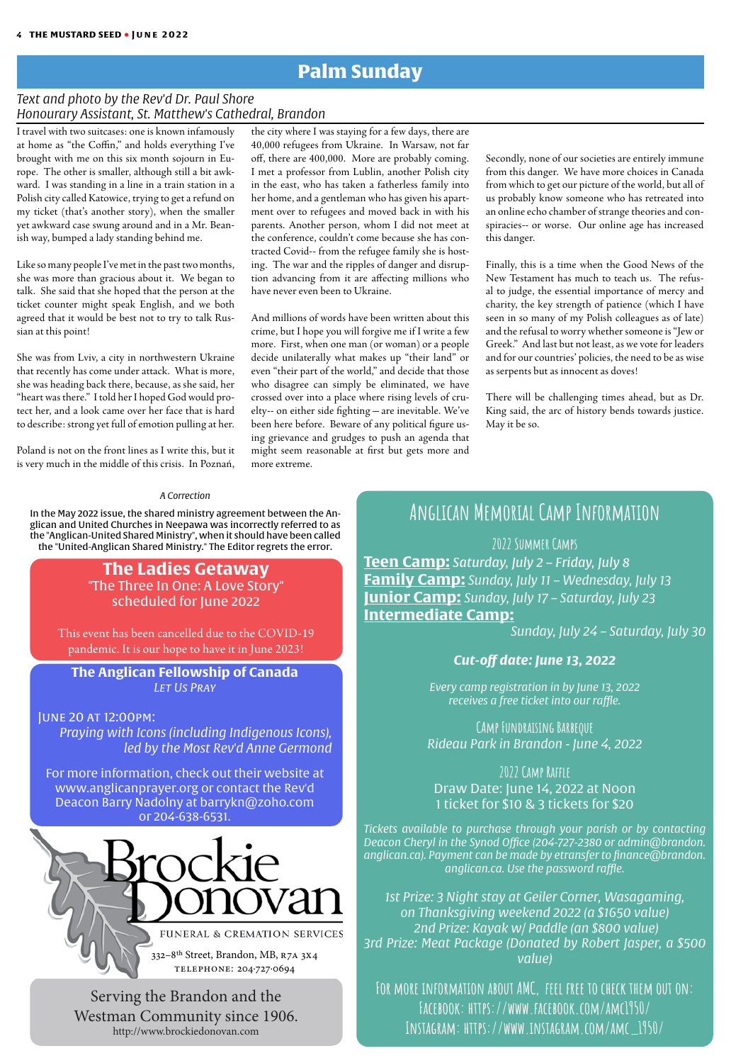# Palm Sunday

*Text and photo by the Rev'd Dr. Paul Shore*
*Honourary Assistant, St. Matthew's Cathedral, Brandon*

I travel with two suitcases: one is known infamously at home as "the Coffin," and holds everything I've brought with me on this six month sojourn in Europe. The other is smaller, although still a bit awkward. I was standing in a line in a train station in a Polish city called Katowice, trying to get a refund on my ticket (that's another story), when the smaller yet awkward case swung around and in a Mr. Bean-ish way, bumped a lady standing behind me.

Like so many people I've met in the past two months, she was more than gracious about it. We began to talk. She said that she hoped that the person at the ticket counter might speak English, and we both agreed that it would be best not to try to talk Russian at this point!

She was from Lviv, a city in northwestern Ukraine that recently has come under attack. What is more, she was heading back there, because, as she said, her "heart was there." I told her I hoped God would protect her, and a look came over her face that is hard to describe: strong yet full of emotion pulling at her.

Poland is not on the front lines as I write this, but it is very much in the middle of this crisis. In Poznań, the city where I was staying for a few days, there are 40,000 refugees from Ukraine. In Warsaw, not far off, there are 400,000. More are probably coming. I met a professor from Lublin, another Polish city in the east, who has taken a fatherless family into her home, and a gentleman who has given his apartment over to refugees and moved back in with his parents. Another person, whom I did not meet at the conference, couldn't come because she has contracted Covid-- from the refugee family she is hosting. The war and the ripples of danger and disruption advancing from it are affecting millions who have never even been to Ukraine.

And millions of words have been written about this crime, but I hope you will forgive me if I write a few more. First, when one man (or woman) or a people decide unilaterally what makes up "their land" or even "their part of the world," and decide that those who disagree can simply be eliminated, we have crossed over into a place where rising levels of cruelty-- on either side fighting – are inevitable. We've been here before. Beware of any political figure using grievance and grudges to push an agenda that might seem reasonable at first but gets more and more extreme.

Secondly, none of our societies are entirely immune from this danger. We have more choices in Canada from which to get our picture of the world, but all of us probably know someone who has retreated into an online echo chamber of strange theories and conspiracies-- or worse. Our online age has increased this danger.

Finally, this is a time when the Good News of the New Testament has much to teach us. The refusal to judge, the essential importance of mercy and charity, the key strength of patience (which I have seen in so many of my Polish colleagues as of late) and the refusal to worry whether someone is "Jew or Greek." And last but not least, as we vote for leaders and for our countries' policies, the need to be as wise as serpents but as innocent as doves!

There will be challenging times ahead, but as Dr. King said, the arc of history bends towards justice. May it be so.

*A Correction*

In the May 2022 issue, the shared ministry agreement between the Anglican and United Churches in Neepawa was incorrectly referred to as the "Anglican-United Shared Ministry", when it should have been called the "United-Anglican Shared Ministry." The Editor regrets the error.

## The Ladies Getaway

"The Three In One: A Love Story"
scheduled for June 2022

This event has been cancelled due to the COVID-19 pandemic. It is our hope to have it in June 2023!

## The Anglican Fellowship of Canada

*Let Us Pray*

June 20 at 12:00pm:
*Praying with Icons (including Indigenous Icons), led by the Most Rev'd Anne Germond*

For more information, check out their website at www.anglicanprayer.org or contact the Rev'd Deacon Barry Nadolny at barrykn@zoho.com or 204-638-6531.

**Brockie Donovan**
Funeral & Cremation Services
332–8th Street, Brandon, MB, R7A 3X4
Telephone: 204-727-0694

Serving the Brandon and the Westman Community since 1906.
http://www.brockiedonovan.com

## Anglican Memorial Camp Information

### 2022 Summer Camps

**Teen Camp:** *Saturday, July 2 – Friday, July 8*
**Family Camp:** *Sunday, July 11 – Wednesday, July 13*
**Junior Camp:** *Sunday, July 17 – Saturday, July 23*
**Intermediate Camp:** *Sunday, July 24 – Saturday, July 30*

***Cut-off date: June 13, 2022***

*Every camp registration in by June 13, 2022 receives a free ticket into our raffle.*

### Camp Fundraising Barbeque

*Rideau Park in Brandon - June 4, 2022*

### 2022 Camp Raffle

Draw Date: June 14, 2022 at Noon
1 ticket for $10 & 3 tickets for $20

*Tickets available to purchase through your parish or by contacting Deacon Cheryl in the Synod Office (204-727-2380 or admin@brandon.anglican.ca). Payment can be made by etransfer to finance@brandon.anglican.ca. Use the password raffle.*

*1st Prize: 3 Night stay at Geiler Corner, Wasagaming, on Thanksgiving weekend 2022 (a $1650 value)*
*2nd Prize: Kayak w/ Paddle (an $800 value)*
*3rd Prize: Meat Package (Donated by Robert Jasper, a $500 value)*

For more information about AMC, feel free to check them out on:
Facebook: https://www.facebook.com/amc1950/
Instagram: https://www.instagram.com/amc_1950/